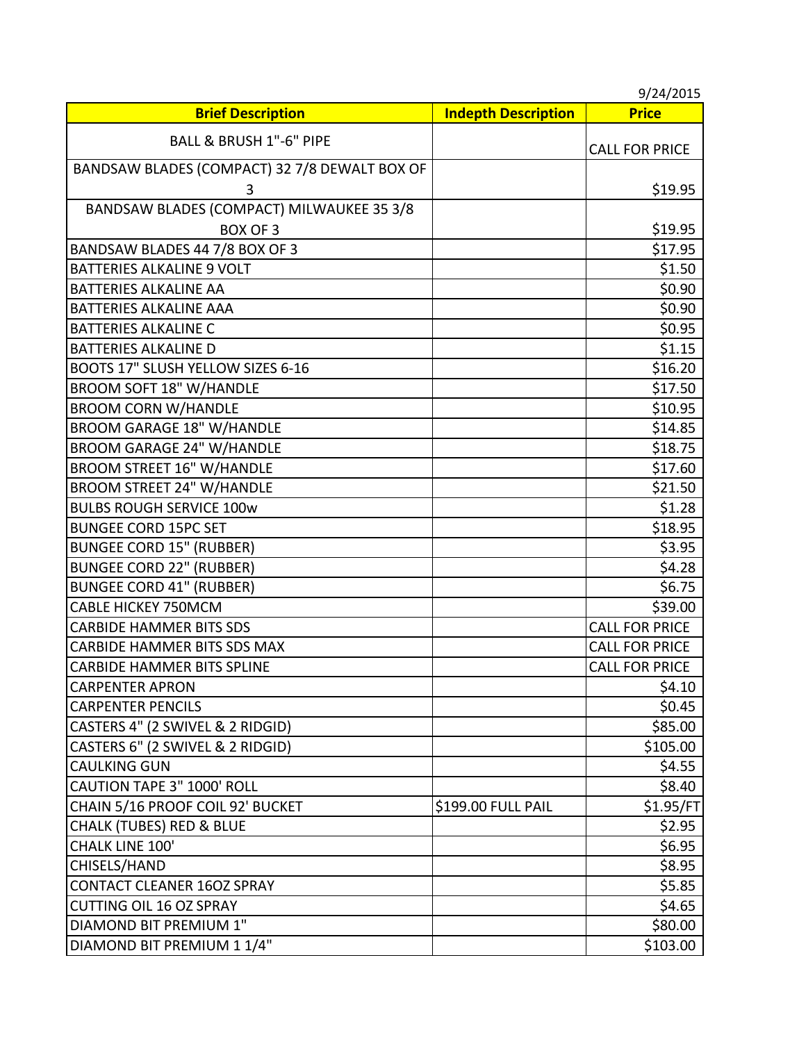9/24/2015

| Brief Description | Indepth Description | Price |
| --- | --- | --- |
| BALL & BRUSH 1"-6" PIPE | | CALL FOR PRICE |
| BANDSAW BLADES (COMPACT) 32 7/8 DEWALT BOX OF 3 | | $19.95 |
| BANDSAW BLADES (COMPACT) MILWAUKEE 35 3/8 BOX OF 3 | | $19.95 |
| BANDSAW BLADES 44 7/8 BOX OF 3 | | $17.95 |
| BATTERIES ALKALINE 9 VOLT | | $1.50 |
| BATTERIES ALKALINE AA | | $0.90 |
| BATTERIES ALKALINE AAA | | $0.90 |
| BATTERIES ALKALINE C | | $0.95 |
| BATTERIES ALKALINE D | | $1.15 |
| BOOTS 17" SLUSH YELLOW SIZES 6-16 | | $16.20 |
| BROOM SOFT 18" W/HANDLE | | $17.50 |
| BROOM CORN W/HANDLE | | $10.95 |
| BROOM GARAGE 18" W/HANDLE | | $14.85 |
| BROOM GARAGE 24" W/HANDLE | | $18.75 |
| BROOM STREET 16" W/HANDLE | | $17.60 |
| BROOM STREET 24" W/HANDLE | | $21.50 |
| BULBS ROUGH SERVICE 100w | | $1.28 |
| BUNGEE CORD 15PC SET | | $18.95 |
| BUNGEE CORD 15" (RUBBER) | | $3.95 |
| BUNGEE CORD 22" (RUBBER) | | $4.28 |
| BUNGEE CORD 41" (RUBBER) | | $6.75 |
| CABLE HICKEY 750MCM | | $39.00 |
| CARBIDE HAMMER BITS SDS | | CALL FOR PRICE |
| CARBIDE HAMMER BITS SDS MAX | | CALL FOR PRICE |
| CARBIDE HAMMER BITS SPLINE | | CALL FOR PRICE |
| CARPENTER APRON | | $4.10 |
| CARPENTER PENCILS | | $0.45 |
| CASTERS 4" (2 SWIVEL & 2 RIDGID) | | $85.00 |
| CASTERS 6" (2 SWIVEL & 2 RIDGID) | | $105.00 |
| CAULKING GUN | | $4.55 |
| CAUTION TAPE 3" 1000' ROLL | | $8.40 |
| CHAIN 5/16 PROOF COIL 92' BUCKET | $199.00 FULL PAIL | $1.95/FT |
| CHALK (TUBES) RED & BLUE | | $2.95 |
| CHALK LINE 100' | | $6.95 |
| CHISELS/HAND | | $8.95 |
| CONTACT CLEANER 16OZ SPRAY | | $5.85 |
| CUTTING OIL 16 OZ SPRAY | | $4.65 |
| DIAMOND BIT PREMIUM 1" | | $80.00 |
| DIAMOND BIT PREMIUM 1 1/4" | | $103.00 |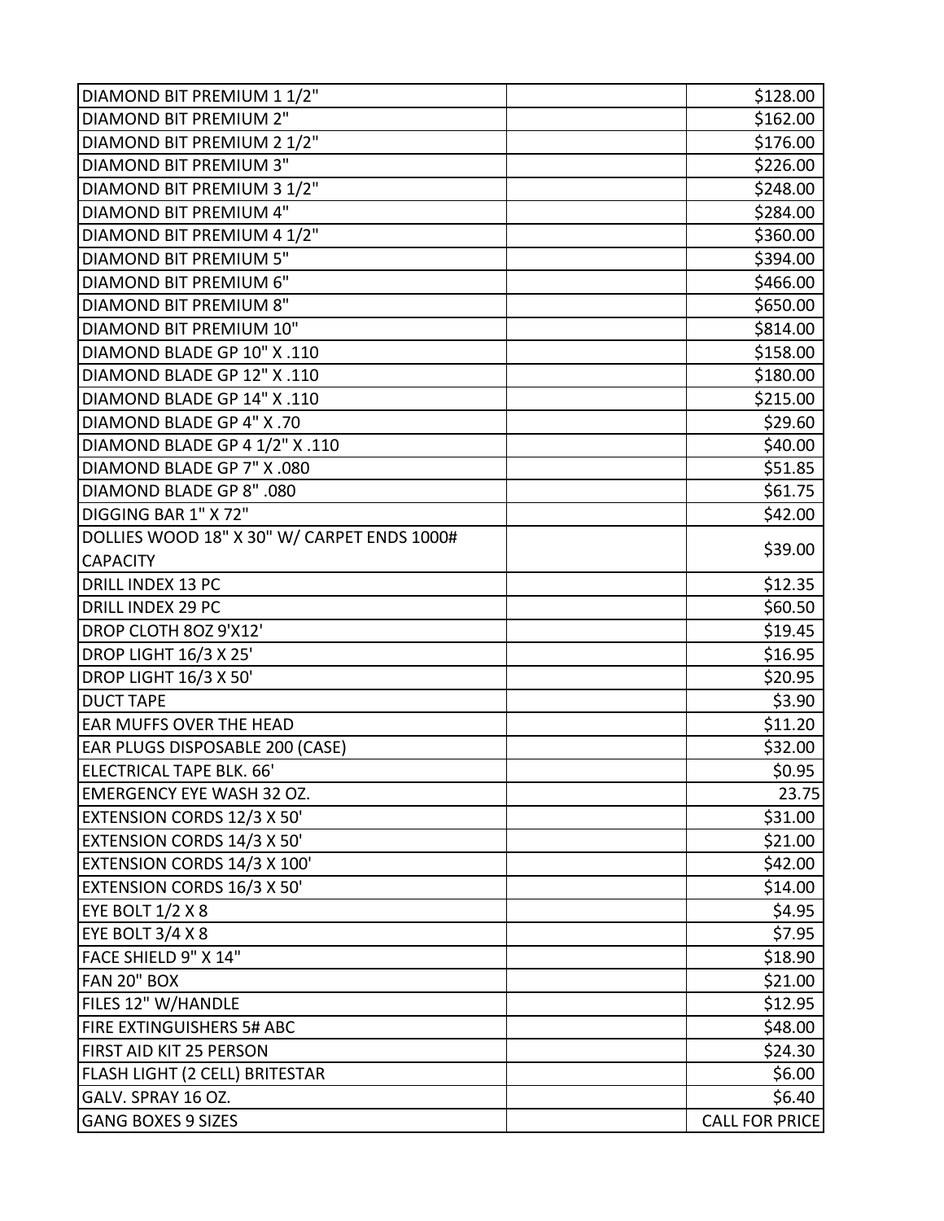| | | |
|---|---|---|
| DIAMOND BIT PREMIUM 1 1/2" | | $128.00 |
| DIAMOND BIT PREMIUM 2" | | $162.00 |
| DIAMOND BIT PREMIUM 2 1/2" | | $176.00 |
| DIAMOND BIT PREMIUM 3" | | $226.00 |
| DIAMOND BIT PREMIUM 3 1/2" | | $248.00 |
| DIAMOND BIT PREMIUM 4" | | $284.00 |
| DIAMOND BIT PREMIUM 4 1/2" | | $360.00 |
| DIAMOND BIT PREMIUM 5" | | $394.00 |
| DIAMOND BIT PREMIUM 6" | | $466.00 |
| DIAMOND BIT PREMIUM 8" | | $650.00 |
| DIAMOND BIT PREMIUM 10" | | $814.00 |
| DIAMOND BLADE GP 10" X .110 | | $158.00 |
| DIAMOND BLADE GP 12" X .110 | | $180.00 |
| DIAMOND BLADE GP 14" X .110 | | $215.00 |
| DIAMOND BLADE GP 4" X .70 | | $29.60 |
| DIAMOND BLADE GP 4 1/2" X .110 | | $40.00 |
| DIAMOND BLADE GP 7" X .080 | | $51.85 |
| DIAMOND BLADE GP 8" .080 | | $61.75 |
| DIGGING BAR 1" X 72" | | $42.00 |
| DOLLIES WOOD 18" X 30" W/ CARPET ENDS 1000# CAPACITY | | $39.00 |
| DRILL INDEX 13 PC | | $12.35 |
| DRILL INDEX 29 PC | | $60.50 |
| DROP CLOTH 8OZ 9'X12' | | $19.45 |
| DROP LIGHT 16/3 X 25' | | $16.95 |
| DROP LIGHT 16/3 X 50' | | $20.95 |
| DUCT TAPE | | $3.90 |
| EAR MUFFS OVER THE HEAD | | $11.20 |
| EAR PLUGS DISPOSABLE 200 (CASE) | | $32.00 |
| ELECTRICAL TAPE BLK. 66' | | $0.95 |
| EMERGENCY EYE WASH 32 OZ. | | 23.75 |
| EXTENSION CORDS 12/3 X 50' | | $31.00 |
| EXTENSION CORDS 14/3 X 50' | | $21.00 |
| EXTENSION CORDS 14/3 X 100' | | $42.00 |
| EXTENSION CORDS 16/3 X 50' | | $14.00 |
| EYE BOLT 1/2 X 8 | | $4.95 |
| EYE BOLT 3/4 X 8 | | $7.95 |
| FACE SHIELD 9" X 14" | | $18.90 |
| FAN 20" BOX | | $21.00 |
| FILES 12" W/HANDLE | | $12.95 |
| FIRE EXTINGUISHERS 5# ABC | | $48.00 |
| FIRST AID KIT 25 PERSON | | $24.30 |
| FLASH LIGHT (2 CELL) BRITESTAR | | $6.00 |
| GALV. SPRAY 16 OZ. | | $6.40 |
| GANG BOXES 9 SIZES | | CALL FOR PRICE |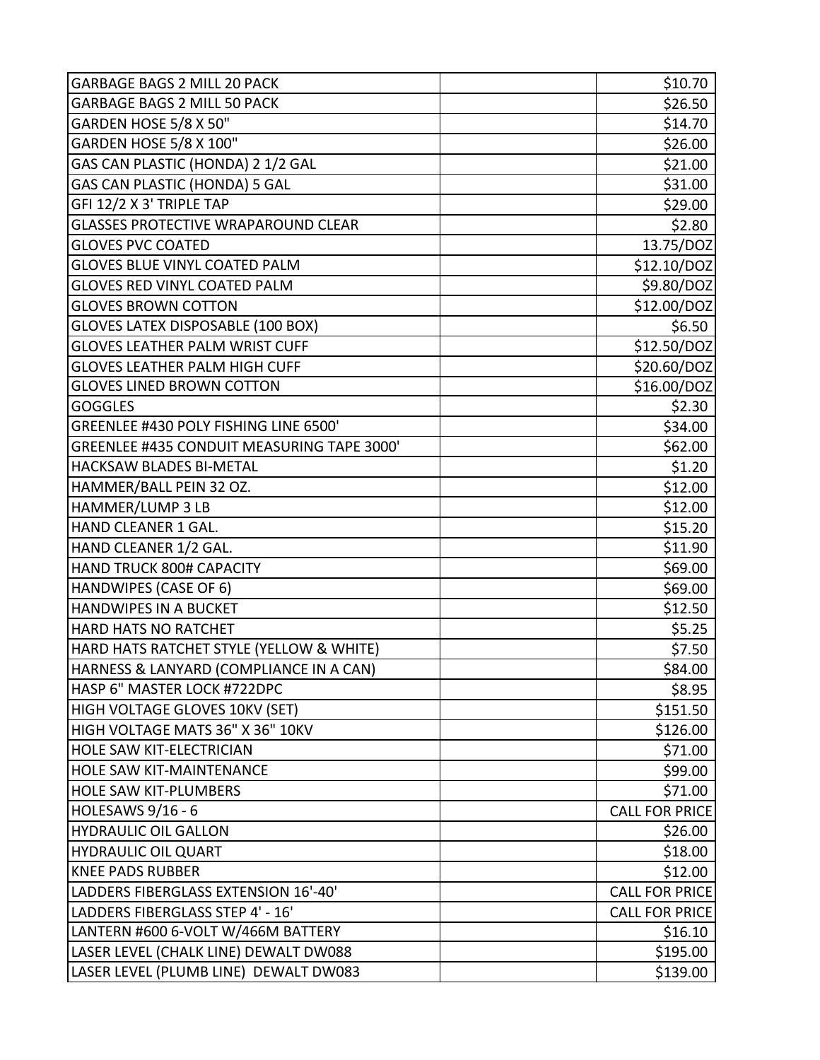| | | |
|---|---|---|
| GARBAGE BAGS 2 MILL 20 PACK | | $10.70 |
| GARBAGE BAGS 2 MILL 50 PACK | | $26.50 |
| GARDEN HOSE 5/8 X 50" | | $14.70 |
| GARDEN HOSE 5/8 X 100" | | $26.00 |
| GAS CAN PLASTIC (HONDA) 2 1/2 GAL | | $21.00 |
| GAS CAN PLASTIC (HONDA) 5 GAL | | $31.00 |
| GFI 12/2 X 3' TRIPLE TAP | | $29.00 |
| GLASSES PROTECTIVE WRAPAROUND CLEAR | | $2.80 |
| GLOVES PVC COATED | | 13.75/DOZ |
| GLOVES BLUE VINYL COATED PALM | | $12.10/DOZ |
| GLOVES RED VINYL COATED PALM | | $9.80/DOZ |
| GLOVES BROWN COTTON | | $12.00/DOZ |
| GLOVES LATEX DISPOSABLE (100 BOX) | | $6.50 |
| GLOVES LEATHER PALM WRIST CUFF | | $12.50/DOZ |
| GLOVES LEATHER PALM HIGH CUFF | | $20.60/DOZ |
| GLOVES LINED BROWN COTTON | | $16.00/DOZ |
| GOGGLES | | $2.30 |
| GREENLEE #430 POLY FISHING LINE 6500' | | $34.00 |
| GREENLEE #435 CONDUIT MEASURING TAPE 3000' | | $62.00 |
| HACKSAW BLADES BI-METAL | | $1.20 |
| HAMMER/BALL PEIN 32 OZ. | | $12.00 |
| HAMMER/LUMP 3 LB | | $12.00 |
| HAND CLEANER 1 GAL. | | $15.20 |
| HAND CLEANER 1/2 GAL. | | $11.90 |
| HAND TRUCK 800# CAPACITY | | $69.00 |
| HANDWIPES (CASE OF 6) | | $69.00 |
| HANDWIPES IN A BUCKET | | $12.50 |
| HARD HATS NO RATCHET | | $5.25 |
| HARD HATS RATCHET STYLE (YELLOW & WHITE) | | $7.50 |
| HARNESS & LANYARD (COMPLIANCE IN A CAN) | | $84.00 |
| HASP 6" MASTER LOCK #722DPC | | $8.95 |
| HIGH VOLTAGE GLOVES 10KV (SET) | | $151.50 |
| HIGH VOLTAGE MATS 36" X 36" 10KV | | $126.00 |
| HOLE SAW KIT-ELECTRICIAN | | $71.00 |
| HOLE SAW KIT-MAINTENANCE | | $99.00 |
| HOLE SAW KIT-PLUMBERS | | $71.00 |
| HOLESAWS 9/16 - 6 | | CALL FOR PRICE |
| HYDRAULIC OIL GALLON | | $26.00 |
| HYDRAULIC OIL QUART | | $18.00 |
| KNEE PADS RUBBER | | $12.00 |
| LADDERS FIBERGLASS EXTENSION 16'-40' | | CALL FOR PRICE |
| LADDERS FIBERGLASS STEP 4' - 16' | | CALL FOR PRICE |
| LANTERN #600 6-VOLT W/466M BATTERY | | $16.10 |
| LASER LEVEL (CHALK LINE) DEWALT DW088 | | $195.00 |
| LASER LEVEL (PLUMB LINE) DEWALT DW083 | | $139.00 |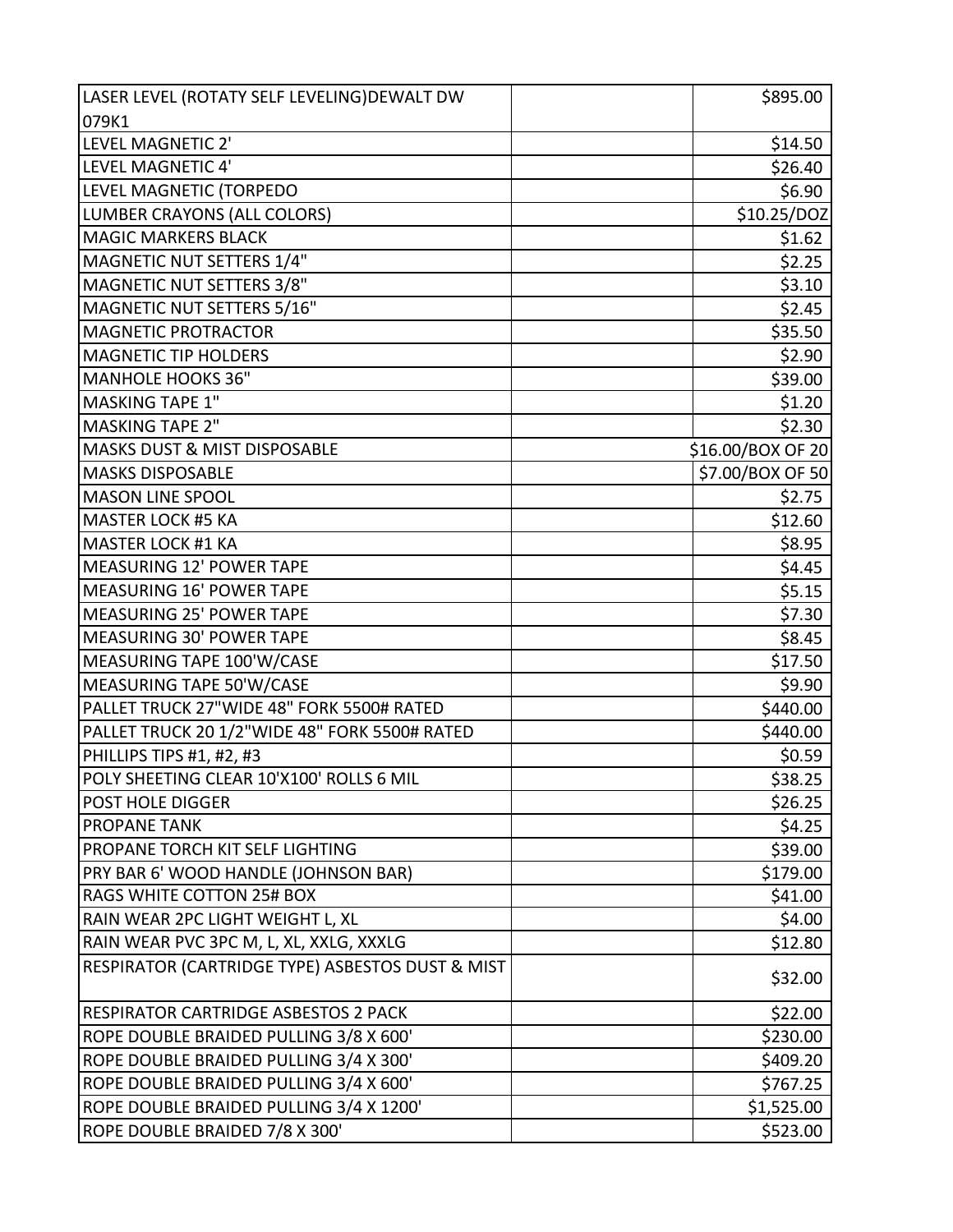| | | |
|---|---|---|
| LASER LEVEL (ROTATY SELF LEVELING)DEWALT DW 079K1 | | $895.00 |
| LEVEL MAGNETIC 2' | | $14.50 |
| LEVEL MAGNETIC 4' | | $26.40 |
| LEVEL MAGNETIC (TORPEDO | | $6.90 |
| LUMBER CRAYONS (ALL COLORS) | | $10.25/DOZ |
| MAGIC MARKERS BLACK | | $1.62 |
| MAGNETIC NUT SETTERS 1/4" | | $2.25 |
| MAGNETIC NUT SETTERS 3/8" | | $3.10 |
| MAGNETIC NUT SETTERS 5/16" | | $2.45 |
| MAGNETIC PROTRACTOR | | $35.50 |
| MAGNETIC TIP HOLDERS | | $2.90 |
| MANHOLE HOOKS 36" | | $39.00 |
| MASKING TAPE 1" | | $1.20 |
| MASKING TAPE 2" | | $2.30 |
| MASKS DUST & MIST DISPOSABLE | | $16.00/BOX OF 20 |
| MASKS DISPOSABLE | | $7.00/BOX OF 50 |
| MASON LINE SPOOL | | $2.75 |
| MASTER LOCK #5 KA | | $12.60 |
| MASTER LOCK #1 KA | | $8.95 |
| MEASURING 12' POWER TAPE | | $4.45 |
| MEASURING 16' POWER TAPE | | $5.15 |
| MEASURING 25' POWER TAPE | | $7.30 |
| MEASURING 30' POWER TAPE | | $8.45 |
| MEASURING TAPE 100'W/CASE | | $17.50 |
| MEASURING TAPE 50'W/CASE | | $9.90 |
| PALLET TRUCK 27"WIDE 48" FORK 5500# RATED | | $440.00 |
| PALLET TRUCK 20 1/2"WIDE 48" FORK 5500# RATED | | $440.00 |
| PHILLIPS TIPS #1, #2, #3 | | $0.59 |
| POLY SHEETING CLEAR 10'X100' ROLLS 6 MIL | | $38.25 |
| POST HOLE DIGGER | | $26.25 |
| PROPANE TANK | | $4.25 |
| PROPANE TORCH KIT SELF LIGHTING | | $39.00 |
| PRY BAR 6' WOOD HANDLE (JOHNSON BAR) | | $179.00 |
| RAGS WHITE COTTON 25# BOX | | $41.00 |
| RAIN WEAR 2PC LIGHT WEIGHT L, XL | | $4.00 |
| RAIN WEAR PVC 3PC M, L, XL, XXLG, XXXLG | | $12.80 |
| RESPIRATOR (CARTRIDGE TYPE) ASBESTOS DUST & MIST | | $32.00 |
| RESPIRATOR CARTRIDGE ASBESTOS 2 PACK | | $22.00 |
| ROPE DOUBLE BRAIDED PULLING 3/8 X 600' | | $230.00 |
| ROPE DOUBLE BRAIDED PULLING 3/4 X 300' | | $409.20 |
| ROPE DOUBLE BRAIDED PULLING 3/4 X 600' | | $767.25 |
| ROPE DOUBLE BRAIDED PULLING 3/4 X 1200' | | $1,525.00 |
| ROPE DOUBLE BRAIDED 7/8 X 300' | | $523.00 |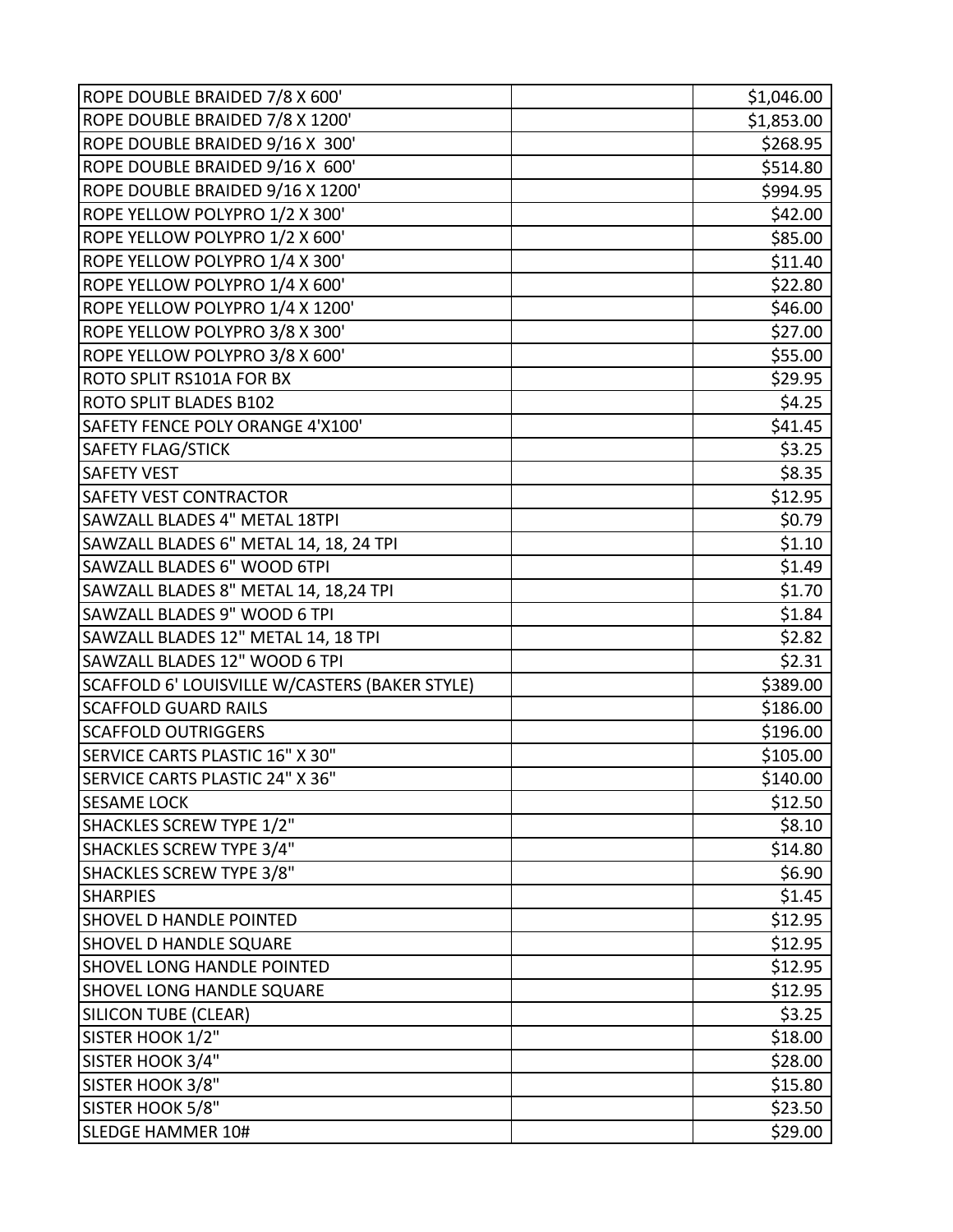| | | |
|---|---|---|
| ROPE DOUBLE BRAIDED 7/8 X 600' | | $1,046.00 |
| ROPE DOUBLE BRAIDED 7/8 X 1200' | | $1,853.00 |
| ROPE DOUBLE BRAIDED 9/16 X 300' | | $268.95 |
| ROPE DOUBLE BRAIDED 9/16 X 600' | | $514.80 |
| ROPE DOUBLE BRAIDED 9/16 X 1200' | | $994.95 |
| ROPE YELLOW POLYPRO 1/2 X 300' | | $42.00 |
| ROPE YELLOW POLYPRO 1/2 X 600' | | $85.00 |
| ROPE YELLOW POLYPRO 1/4 X 300' | | $11.40 |
| ROPE YELLOW POLYPRO 1/4 X 600' | | $22.80 |
| ROPE YELLOW POLYPRO 1/4 X 1200' | | $46.00 |
| ROPE YELLOW POLYPRO 3/8 X 300' | | $27.00 |
| ROPE YELLOW POLYPRO 3/8 X 600' | | $55.00 |
| ROTO SPLIT RS101A FOR BX | | $29.95 |
| ROTO SPLIT BLADES B102 | | $4.25 |
| SAFETY FENCE POLY ORANGE 4'X100' | | $41.45 |
| SAFETY FLAG/STICK | | $3.25 |
| SAFETY VEST | | $8.35 |
| SAFETY VEST CONTRACTOR | | $12.95 |
| SAWZALL BLADES 4" METAL 18TPI | | $0.79 |
| SAWZALL BLADES 6" METAL 14, 18, 24 TPI | | $1.10 |
| SAWZALL BLADES 6" WOOD 6TPI | | $1.49 |
| SAWZALL BLADES 8" METAL 14, 18,24 TPI | | $1.70 |
| SAWZALL BLADES 9" WOOD 6 TPI | | $1.84 |
| SAWZALL BLADES 12" METAL 14, 18 TPI | | $2.82 |
| SAWZALL BLADES 12" WOOD 6 TPI | | $2.31 |
| SCAFFOLD 6' LOUISVILLE W/CASTERS (BAKER STYLE) | | $389.00 |
| SCAFFOLD GUARD RAILS | | $186.00 |
| SCAFFOLD OUTRIGGERS | | $196.00 |
| SERVICE CARTS PLASTIC 16" X 30" | | $105.00 |
| SERVICE CARTS PLASTIC 24" X 36" | | $140.00 |
| SESAME LOCK | | $12.50 |
| SHACKLES SCREW TYPE 1/2" | | $8.10 |
| SHACKLES SCREW TYPE 3/4" | | $14.80 |
| SHACKLES SCREW TYPE 3/8" | | $6.90 |
| SHARPIES | | $1.45 |
| SHOVEL D HANDLE POINTED | | $12.95 |
| SHOVEL D HANDLE SQUARE | | $12.95 |
| SHOVEL LONG HANDLE POINTED | | $12.95 |
| SHOVEL LONG HANDLE SQUARE | | $12.95 |
| SILICON TUBE (CLEAR) | | $3.25 |
| SISTER HOOK 1/2" | | $18.00 |
| SISTER HOOK 3/4" | | $28.00 |
| SISTER HOOK 3/8" | | $15.80 |
| SISTER HOOK 5/8" | | $23.50 |
| SLEDGE HAMMER 10# | | $29.00 |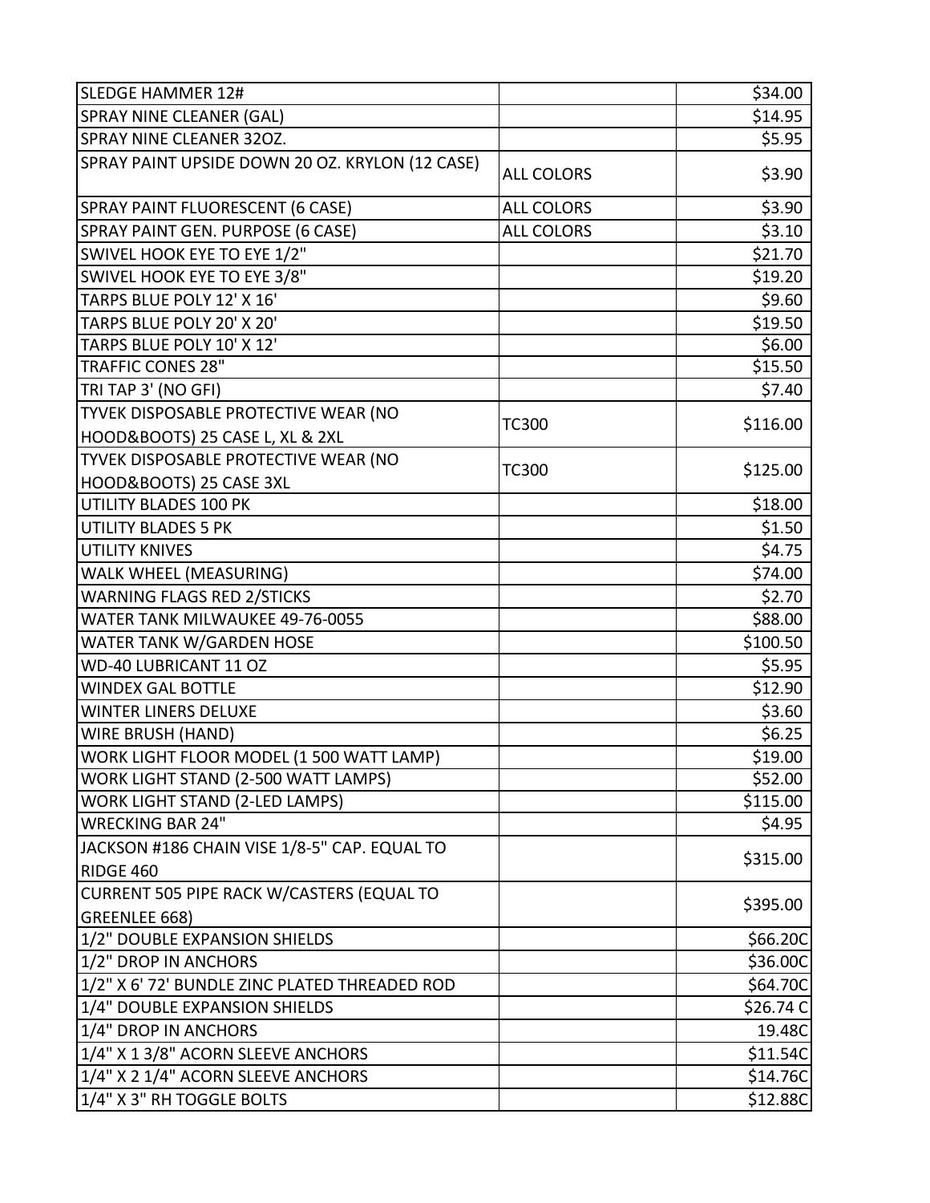| | | |
|---|---|---|
| SLEDGE HAMMER 12# | | $34.00 |
| SPRAY NINE CLEANER (GAL) | | $14.95 |
| SPRAY NINE CLEANER 32OZ. | | $5.95 |
| SPRAY PAINT UPSIDE DOWN 20 OZ. KRYLON (12 CASE) | ALL COLORS | $3.90 |
| SPRAY PAINT FLUORESCENT (6 CASE) | ALL COLORS | $3.90 |
| SPRAY PAINT GEN. PURPOSE (6 CASE) | ALL COLORS | $3.10 |
| SWIVEL HOOK EYE TO EYE 1/2" | | $21.70 |
| SWIVEL HOOK EYE TO EYE 3/8" | | $19.20 |
| TARPS BLUE POLY 12' X 16' | | $9.60 |
| TARPS BLUE POLY 20' X 20' | | $19.50 |
| TARPS BLUE POLY 10' X 12' | | $6.00 |
| TRAFFIC CONES 28" | | $15.50 |
| TRI TAP 3' (NO GFI) | | $7.40 |
| TYVEK DISPOSABLE PROTECTIVE WEAR (NO HOOD&BOOTS) 25 CASE L, XL & 2XL | TC300 | $116.00 |
| TYVEK DISPOSABLE PROTECTIVE WEAR (NO HOOD&BOOTS) 25 CASE 3XL | TC300 | $125.00 |
| UTILITY BLADES 100 PK | | $18.00 |
| UTILITY BLADES 5 PK | | $1.50 |
| UTILITY KNIVES | | $4.75 |
| WALK WHEEL (MEASURING) | | $74.00 |
| WARNING FLAGS RED 2/STICKS | | $2.70 |
| WATER TANK MILWAUKEE 49-76-0055 | | $88.00 |
| WATER TANK W/GARDEN HOSE | | $100.50 |
| WD-40 LUBRICANT 11 OZ | | $5.95 |
| WINDEX GAL BOTTLE | | $12.90 |
| WINTER LINERS DELUXE | | $3.60 |
| WIRE BRUSH (HAND) | | $6.25 |
| WORK LIGHT FLOOR MODEL (1 500 WATT LAMP) | | $19.00 |
| WORK LIGHT STAND (2-500 WATT LAMPS) | | $52.00 |
| WORK LIGHT STAND (2-LED LAMPS) | | $115.00 |
| WRECKING BAR 24" | | $4.95 |
| JACKSON #186 CHAIN VISE 1/8-5" CAP. EQUAL TO RIDGE 460 | | $315.00 |
| CURRENT 505 PIPE RACK W/CASTERS (EQUAL TO GREENLEE 668) | | $395.00 |
| 1/2" DOUBLE EXPANSION SHIELDS | | $66.20C |
| 1/2" DROP IN ANCHORS | | $36.00C |
| 1/2" X 6' 72' BUNDLE ZINC PLATED THREADED ROD | | $64.70C |
| 1/4" DOUBLE EXPANSION SHIELDS | | $26.74 C |
| 1/4" DROP IN ANCHORS | | 19.48C |
| 1/4" X 1 3/8" ACORN SLEEVE ANCHORS | | $11.54C |
| 1/4" X 2 1/4" ACORN SLEEVE ANCHORS | | $14.76C |
| 1/4" X 3" RH TOGGLE BOLTS | | $12.88C |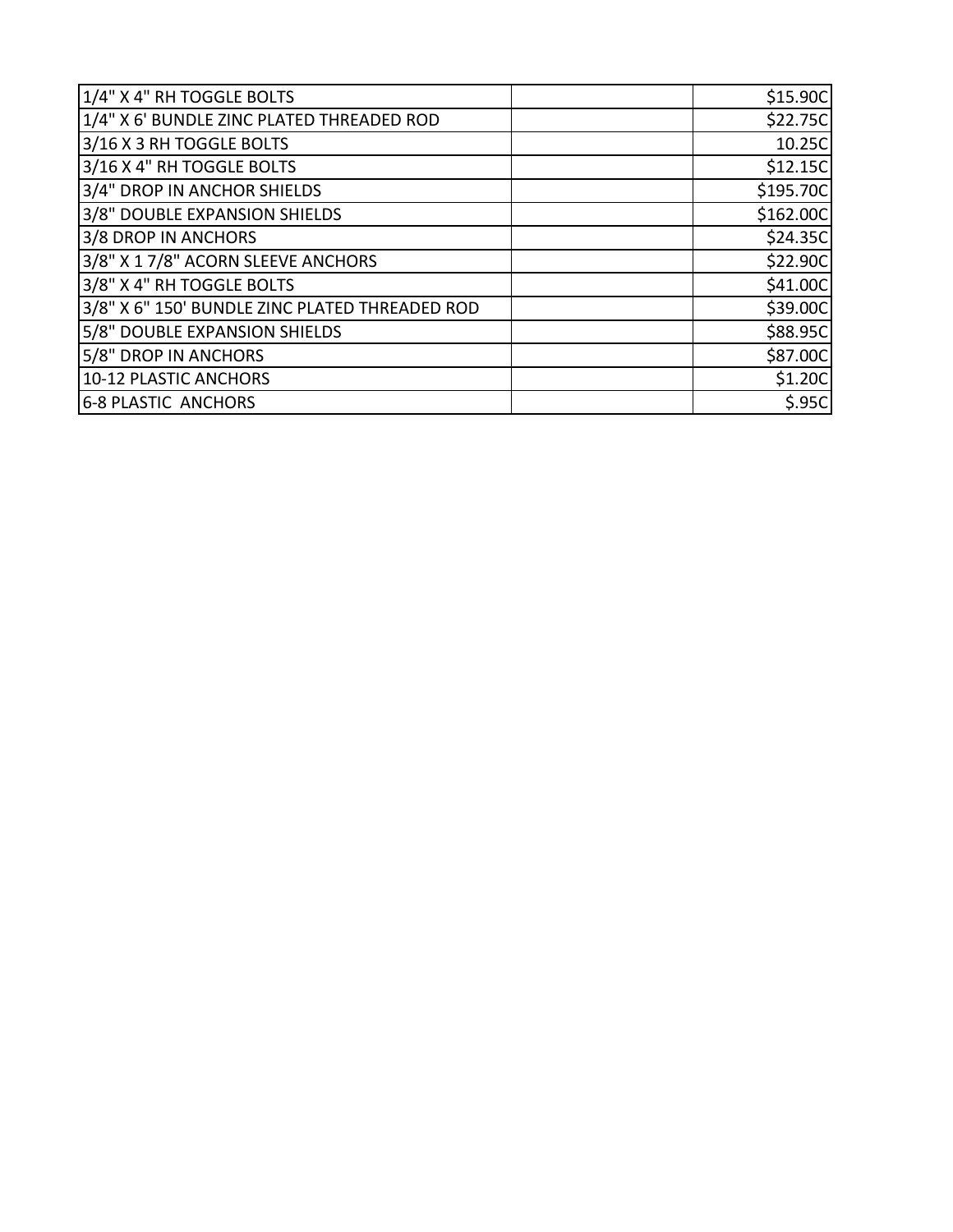| | | |
|---|---|---|
| 1/4" X 4" RH TOGGLE BOLTS | | $15.90C |
| 1/4" X 6' BUNDLE ZINC PLATED THREADED ROD | | $22.75C |
| 3/16 X 3 RH TOGGLE BOLTS | | 10.25C |
| 3/16 X 4" RH TOGGLE BOLTS | | $12.15C |
| 3/4" DROP IN ANCHOR SHIELDS | | $195.70C |
| 3/8" DOUBLE EXPANSION SHIELDS | | $162.00C |
| 3/8 DROP IN ANCHORS | | $24.35C |
| 3/8" X 1 7/8" ACORN SLEEVE ANCHORS | | $22.90C |
| 3/8" X 4" RH TOGGLE BOLTS | | $41.00C |
| 3/8" X 6" 150' BUNDLE ZINC PLATED THREADED ROD | | $39.00C |
| 5/8" DOUBLE EXPANSION SHIELDS | | $88.95C |
| 5/8" DROP IN ANCHORS | | $87.00C |
| 10-12 PLASTIC ANCHORS | | $1.20C |
| 6-8 PLASTIC  ANCHORS | | $.95C |